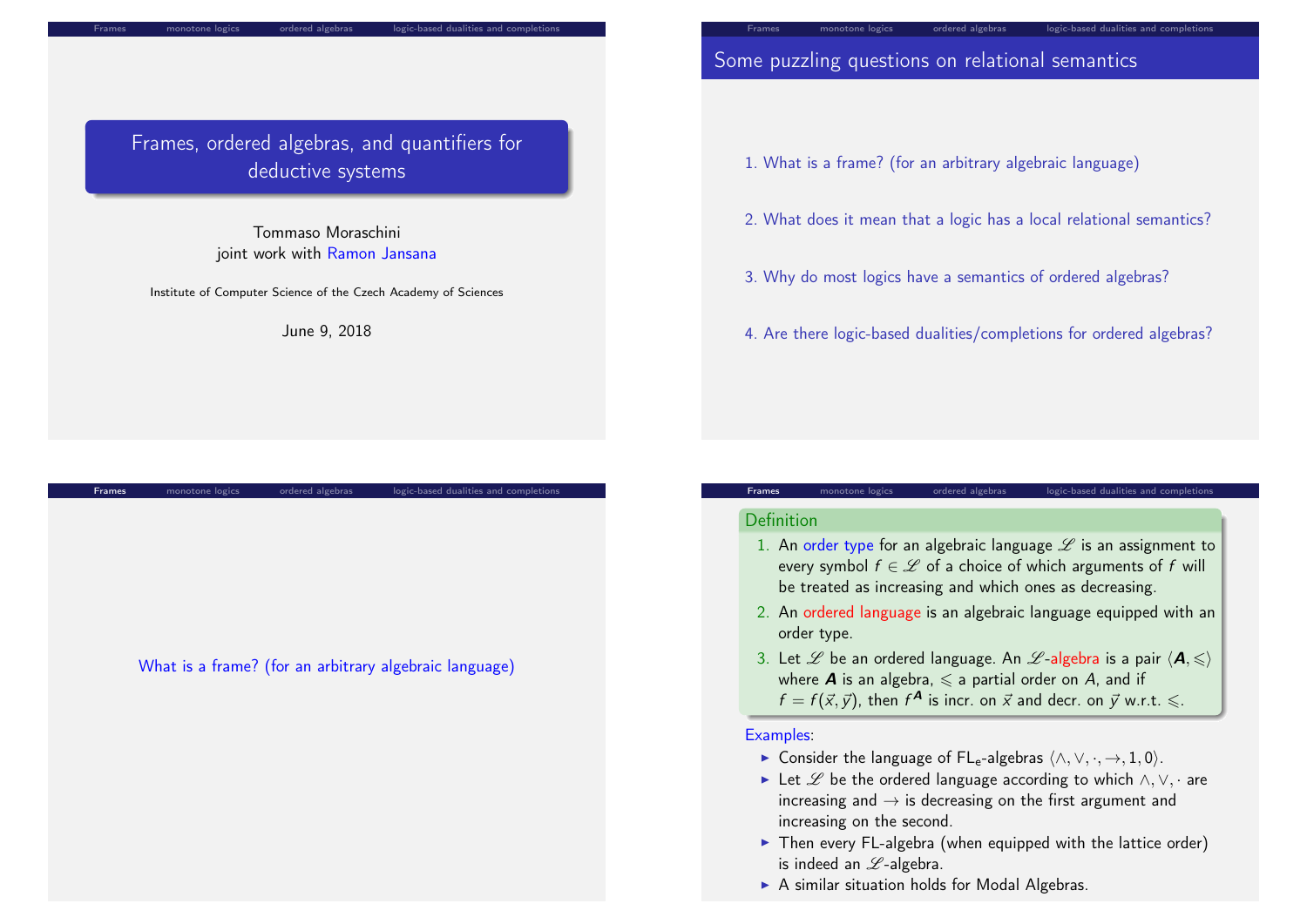# Frames, ordered algebras, and quantifiers for deductive systems

Tommaso Moraschini
joint work with Ramon Jansana

Institute of Computer Science of the Czech Academy of Sciences

June 9, 2018

## Some puzzling questions on relational semantics

1. What is a frame? (for an arbitrary algebraic language)
2. What does it mean that a logic has a local relational semantics?
3. Why do most logics have a semantics of ordered algebras?
4. Are there logic-based dualities/completions for ordered algebras?

What is a frame? (for an arbitrary algebraic language)

**Definition**

1. An order type for an algebraic language $\mathscr{L}$ is an assignment to every symbol $f \in \mathscr{L}$ of a choice of which arguments of $f$ will be treated as increasing and which ones as decreasing.
2. An ordered language is an algebraic language equipped with an order type.
3. Let $\mathscr{L}$ be an ordered language. An $\mathscr{L}$-algebra is a pair $\langle \boldsymbol{A}, \leqslant \rangle$ where $\boldsymbol{A}$ is an algebra, $\leqslant$ a partial order on $A$, and if $f = f(\vec{x}, \vec{y})$, then $f^{\boldsymbol{A}}$ is incr. on $\vec{x}$ and decr. on $\vec{y}$ w.r.t. $\leqslant$.

Examples:

- Consider the language of $\mathsf{FL_e}$-algebras $\langle \wedge, \vee, \cdot, \rightarrow, 1, 0 \rangle$.
- Let $\mathscr{L}$ be the ordered language according to which $\wedge, \vee, \cdot$ are increasing and $\rightarrow$ is decreasing on the first argument and increasing on the second.
- Then every FL-algebra (when equipped with the lattice order) is indeed an $\mathscr{L}$-algebra.
- A similar situation holds for Modal Algebras.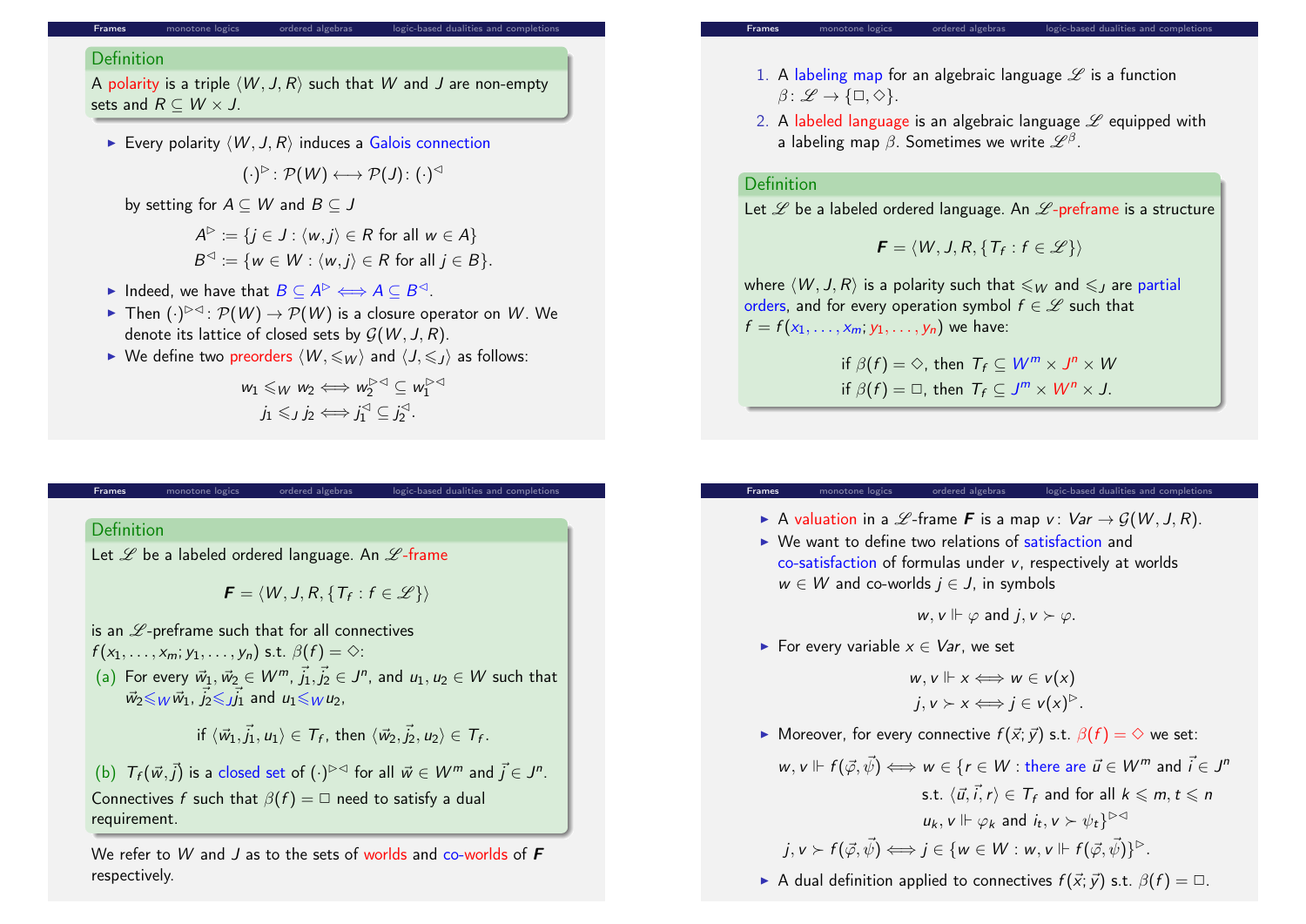**Definition**

A polarity is a triple $\langle W, J, R\rangle$ such that $W$ and $J$ are non-empty sets and $R \subseteq W \times J$.

- Every polarity $\langle W, J, R\rangle$ induces a Galois connection

$$(\cdot)^{\rhd}\colon \mathcal{P}(W) \longleftrightarrow \mathcal{P}(J)\colon (\cdot)^{\lhd}$$

by setting for $A \subseteq W$ and $B \subseteq J$

$$A^{\rhd} := \{j \in J : \langle w, j\rangle \in R \text{ for all } w \in A\}$$
$$B^{\lhd} := \{w \in W : \langle w, j\rangle \in R \text{ for all } j \in B\}.$$

- Indeed, we have that $B \subseteq A^{\rhd} \iff A \subseteq B^{\lhd}$.
- Then $(\cdot)^{\rhd\lhd}\colon \mathcal{P}(W) \to \mathcal{P}(W)$ is a closure operator on $W$. We denote its lattice of closed sets by $\mathcal{G}(W, J, R)$.
- We define two preorders $\langle W, \leqslant_W\rangle$ and $\langle J, \leqslant_J\rangle$ as follows:

$$w_1 \leqslant_W w_2 \iff w_2^{\rhd\lhd} \subseteq w_1^{\rhd\lhd}$$
$$j_1 \leqslant_J j_2 \iff j_1^{\lhd} \subseteq j_2^{\lhd}.$$

1. A labeling map for an algebraic language $\mathscr{L}$ is a function $\beta\colon \mathscr{L} \to \{\Box, \Diamond\}$.
2. A labeled language is an algebraic language $\mathscr{L}$ equipped with a labeling map $\beta$. Sometimes we write $\mathscr{L}^{\beta}$.

**Definition**

Let $\mathscr{L}$ be a labeled ordered language. An $\mathscr{L}$-preframe is a structure

$$\boldsymbol{F} = \langle W, J, R, \{T_f : f \in \mathscr{L}\}\rangle$$

where $\langle W, J, R\rangle$ is a polarity such that $\leqslant_W$ and $\leqslant_J$ are partial orders, and for every operation symbol $f \in \mathscr{L}$ such that $f = f(x_1, \ldots, x_m; y_1, \ldots, y_n)$ we have:

$$\text{if } \beta(f) = \Diamond, \text{ then } T_f \subseteq W^m \times J^n \times W$$
$$\text{if } \beta(f) = \Box, \text{ then } T_f \subseteq J^m \times W^n \times J.$$

**Definition**

Let $\mathscr{L}$ be a labeled ordered language. An $\mathscr{L}$-frame

$$\boldsymbol{F} = \langle W, J, R, \{T_f : f \in \mathscr{L}\}\rangle$$

is an $\mathscr{L}$-preframe such that for all connectives $f(x_1, \ldots, x_m; y_1, \ldots, y_n)$ s.t. $\beta(f) = \Diamond$:

(a) For every $\vec{w}_1, \vec{w}_2 \in W^m$, $\vec{j}_1, \vec{j}_2 \in J^n$, and $u_1, u_2 \in W$ such that $\vec{w}_2 \leqslant_W \vec{w}_1$, $\vec{j}_2 \leqslant_J \vec{j}_1$ and $u_1 \leqslant_W u_2$,

$$\text{if } \langle \vec{w}_1, \vec{j}_1, u_1\rangle \in T_f, \text{ then } \langle \vec{w}_2, \vec{j}_2, u_2\rangle \in T_f.$$

(b) $T_f(\vec{w}, \vec{j})$ is a closed set of $(\cdot)^{\rhd\lhd}$ for all $\vec{w} \in W^m$ and $\vec{j} \in J^n$.

Connectives $f$ such that $\beta(f) = \Box$ need to satisfy a dual requirement.

We refer to $W$ and $J$ as to the sets of worlds and co-worlds of $\boldsymbol{F}$ respectively.

- A valuation in a $\mathscr{L}$-frame $\boldsymbol{F}$ is a map $v\colon Var \to \mathcal{G}(W, J, R)$.
- We want to define two relations of satisfaction and co-satisfaction of formulas under $v$, respectively at worlds $w \in W$ and co-worlds $j \in J$, in symbols

$$w, v \Vdash \varphi \text{ and } j, v \succ \varphi.$$

- For every variable $x \in Var$, we set

$$w, v \Vdash x \iff w \in v(x)$$
$$j, v \succ x \iff j \in v(x)^{\rhd}.$$

- Moreover, for every connective $f(\vec{x}; \vec{y})$ s.t. $\beta(f) = \Diamond$ we set:

$$w, v \Vdash f(\vec{\varphi}, \vec{\psi}) \iff w \in \{r \in W : \text{there are } \vec{u} \in W^m \text{ and } \vec{i} \in J^n \text{ s.t. } \langle \vec{u}, \vec{i}, r\rangle \in T_f \text{ and for all } k \leqslant m, t \leqslant n \; u_k, v \Vdash \varphi_k \text{ and } i_t, v \succ \psi_t\}^{\rhd\lhd}$$

$$j, v \succ f(\vec{\varphi}, \vec{\psi}) \iff j \in \{w \in W : w, v \Vdash f(\vec{\varphi}, \vec{\psi})\}^{\rhd}.$$

- A dual definition applied to connectives $f(\vec{x}; \vec{y})$ s.t. $\beta(f) = \Box$.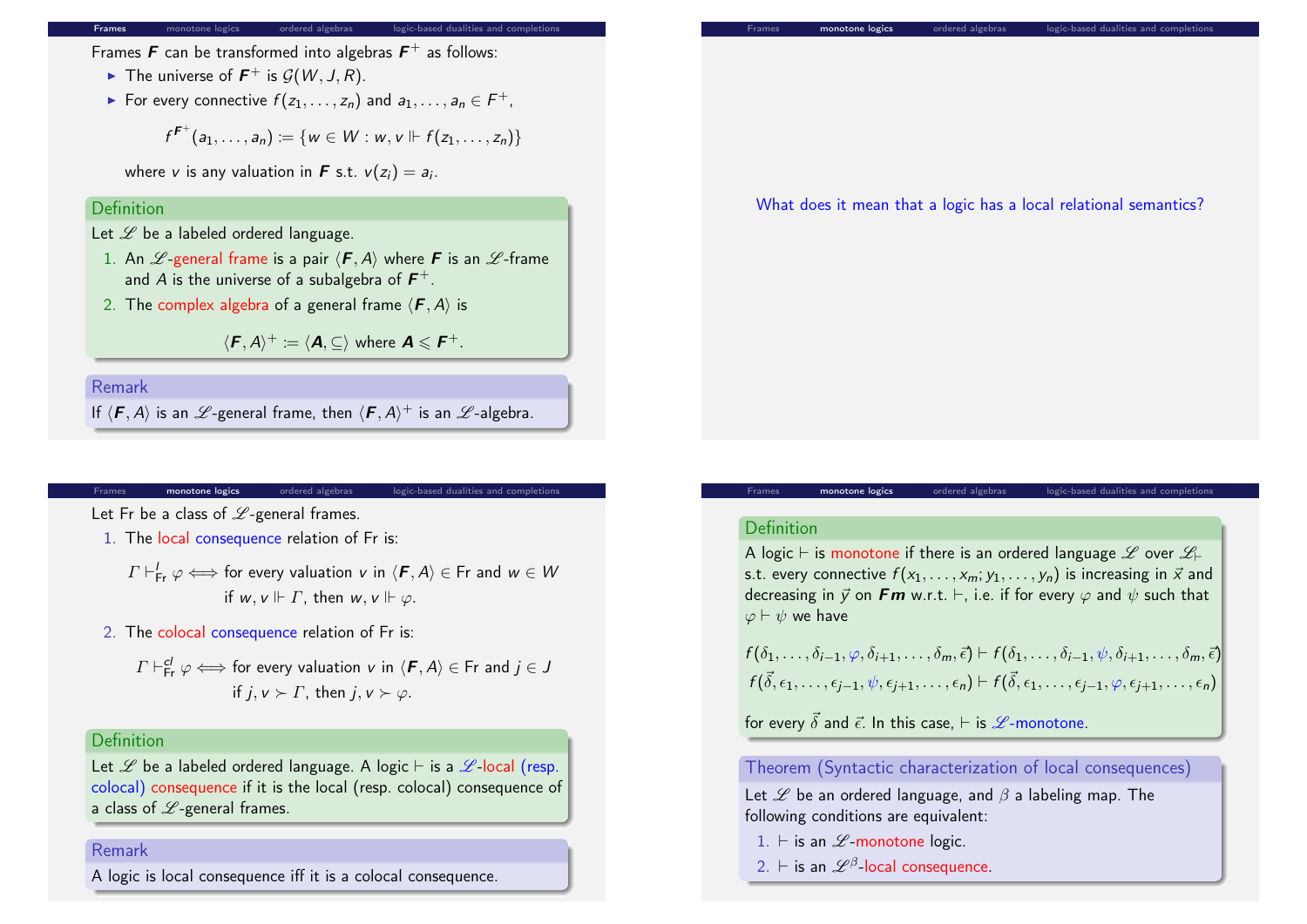Frames $\boldsymbol{F}$ can be transformed into algebras $\boldsymbol{F}^+$ as follows:

- The universe of $\boldsymbol{F}^+$ is $\mathcal{G}(W, J, R)$.
- For every connective $f(z_1, \ldots, z_n)$ and $a_1, \ldots, a_n \in F^+$,

$$f^{\boldsymbol{F}^+}(a_1, \ldots, a_n) := \{w \in W : w, v \Vdash f(z_1, \ldots, z_n)\}$$

where $v$ is any valuation in $\boldsymbol{F}$ s.t. $v(z_i) = a_i$.

**Definition**

Let $\mathscr{L}$ be a labeled ordered language.

1. An $\mathscr{L}$-general frame is a pair $\langle \boldsymbol{F}, A \rangle$ where $\boldsymbol{F}$ is an $\mathscr{L}$-frame and $A$ is the universe of a subalgebra of $\boldsymbol{F}^+$.
2. The complex algebra of a general frame $\langle \boldsymbol{F}, A \rangle$ is

$$\langle \boldsymbol{F}, A \rangle^+ := \langle \boldsymbol{A}, \subseteq \rangle \text{ where } \boldsymbol{A} \leqslant \boldsymbol{F}^+.$$

**Remark**

If $\langle \boldsymbol{F}, A \rangle$ is an $\mathscr{L}$-general frame, then $\langle \boldsymbol{F}, A \rangle^+$ is an $\mathscr{L}$-algebra.

What does it mean that a logic has a local relational semantics?

Let Fr be a class of $\mathscr{L}$-general frames.

1. The local consequence relation of Fr is:

$$\Gamma \vdash^l_{\mathrm{Fr}} \varphi \Longleftrightarrow \text{for every valuation } v \text{ in } \langle \boldsymbol{F}, A \rangle \in \mathrm{Fr} \text{ and } w \in W \text{ if } w, v \Vdash \Gamma, \text{ then } w, v \Vdash \varphi.$$

2. The colocal consequence relation of Fr is:

$$\Gamma \vdash^{cl}_{\mathrm{Fr}} \varphi \Longleftrightarrow \text{for every valuation } v \text{ in } \langle \boldsymbol{F}, A \rangle \in \mathrm{Fr} \text{ and } j \in J \text{ if } j, v \succ \Gamma, \text{ then } j, v \succ \varphi.$$

**Definition**

Let $\mathscr{L}$ be a labeled ordered language. A logic $\vdash$ is a $\mathscr{L}$-local (resp. colocal) consequence if it is the local (resp. colocal) consequence of a class of $\mathscr{L}$-general frames.

**Remark**

A logic is local consequence iff it is a colocal consequence.

**Definition**

A logic $\vdash$ is monotone if there is an ordered language $\mathscr{L}$ over $\mathscr{L}_\vdash$ s.t. every connective $f(x_1, \ldots, x_m; y_1, \ldots, y_n)$ is increasing in $\vec{x}$ and decreasing in $\vec{y}$ on $\boldsymbol{Fm}$ w.r.t. $\vdash$, i.e. if for every $\varphi$ and $\psi$ such that $\varphi \vdash \psi$ we have

$$f(\delta_1, \ldots, \delta_{i-1}, \varphi, \delta_{i+1}, \ldots, \delta_m, \vec{\epsilon}) \vdash f(\delta_1, \ldots, \delta_{i-1}, \psi, \delta_{i+1}, \ldots, \delta_m, \vec{\epsilon})$$
$$f(\vec{\delta}, \epsilon_1, \ldots, \epsilon_{j-1}, \psi, \epsilon_{j+1}, \ldots, \epsilon_n) \vdash f(\vec{\delta}, \epsilon_1, \ldots, \epsilon_{j-1}, \varphi, \epsilon_{j+1}, \ldots, \epsilon_n)$$

for every $\vec{\delta}$ and $\vec{\epsilon}$. In this case, $\vdash$ is $\mathscr{L}$-monotone.

**Theorem (Syntactic characterization of local consequences)**

Let $\mathscr{L}$ be an ordered language, and $\beta$ a labeling map. The following conditions are equivalent:

1. $\vdash$ is an $\mathscr{L}$-monotone logic.
2. $\vdash$ is an $\mathscr{L}^\beta$-local consequence.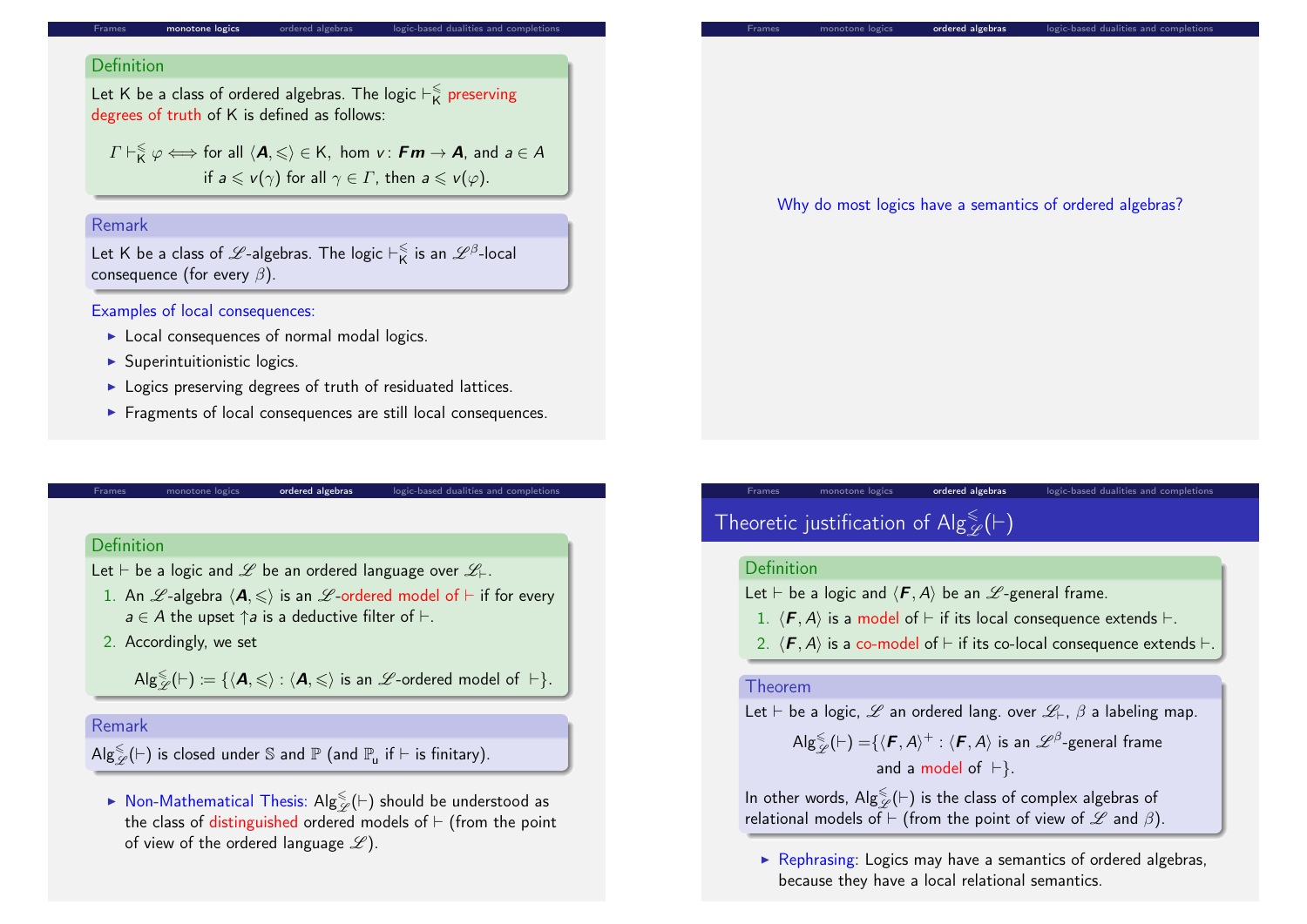**Definition**

Let K be a class of ordered algebras. The logic $\vdash^{\leqslant}_{\mathsf{K}}$ preserving degrees of truth of K is defined as follows:

$$\Gamma \vdash^{\leqslant}_{\mathsf{K}} \varphi \iff \text{for all } \langle \boldsymbol{A}, \leqslant \rangle \in \mathsf{K},\ \text{hom } v \colon \boldsymbol{Fm} \to \boldsymbol{A}, \text{ and } a \in A$$
$$\text{if } a \leqslant v(\gamma) \text{ for all } \gamma \in \Gamma, \text{ then } a \leqslant v(\varphi).$$

**Remark**

Let K be a class of $\mathscr{L}$-algebras. The logic $\vdash^{\leqslant}_{\mathsf{K}}$ is an $\mathscr{L}^{\beta}$-local consequence (for every $\beta$).

Examples of local consequences:

- Local consequences of normal modal logics.
- Superintuitionistic logics.
- Logics preserving degrees of truth of residuated lattices.
- Fragments of local consequences are still local consequences.

Why do most logics have a semantics of ordered algebras?

**Definition**

Let $\vdash$ be a logic and $\mathscr{L}$ be an ordered language over $\mathscr{L}_{\vdash}$.

1. An $\mathscr{L}$-algebra $\langle \boldsymbol{A}, \leqslant \rangle$ is an $\mathscr{L}$-ordered model of $\vdash$ if for every $a \in A$ the upset $\uparrow a$ is a deductive filter of $\vdash$.
2. Accordingly, we set

$$\mathsf{Alg}^{\leqslant}_{\mathscr{L}}(\vdash) := \{\langle \boldsymbol{A}, \leqslant \rangle : \langle \boldsymbol{A}, \leqslant \rangle \text{ is an } \mathscr{L}\text{-ordered model of } \vdash\}.$$

**Remark**

$\mathsf{Alg}^{\leqslant}_{\mathscr{L}}(\vdash)$ is closed under $\mathbb{S}$ and $\mathbb{P}$ (and $\mathbb{P}_{\mathrm{u}}$ if $\vdash$ is finitary).

- Non-Mathematical Thesis: $\mathsf{Alg}^{\leqslant}_{\mathscr{L}}(\vdash)$ should be understood as the class of distinguished ordered models of $\vdash$ (from the point of view of the ordered language $\mathscr{L}$).

## Theoretic justification of $\mathsf{Alg}^{\leqslant}_{\mathscr{L}}(\vdash)$

**Definition**

Let $\vdash$ be a logic and $\langle \boldsymbol{F}, A \rangle$ be an $\mathscr{L}$-general frame.

1. $\langle \boldsymbol{F}, A \rangle$ is a model of $\vdash$ if its local consequence extends $\vdash$.
2. $\langle \boldsymbol{F}, A \rangle$ is a co-model of $\vdash$ if its co-local consequence extends $\vdash$.

**Theorem**

Let $\vdash$ be a logic, $\mathscr{L}$ an ordered lang. over $\mathscr{L}_{\vdash}$, $\beta$ a labeling map.

$$\mathsf{Alg}^{\leqslant}_{\mathscr{L}}(\vdash) = \{\langle \boldsymbol{F}, A \rangle^{+} : \langle \boldsymbol{F}, A \rangle \text{ is an } \mathscr{L}^{\beta}\text{-general frame and a model of } \vdash\}.$$

In other words, $\mathsf{Alg}^{\leqslant}_{\mathscr{L}}(\vdash)$ is the class of complex algebras of relational models of $\vdash$ (from the point of view of $\mathscr{L}$ and $\beta$).

- Rephrasing: Logics may have a semantics of ordered algebras, because they have a local relational semantics.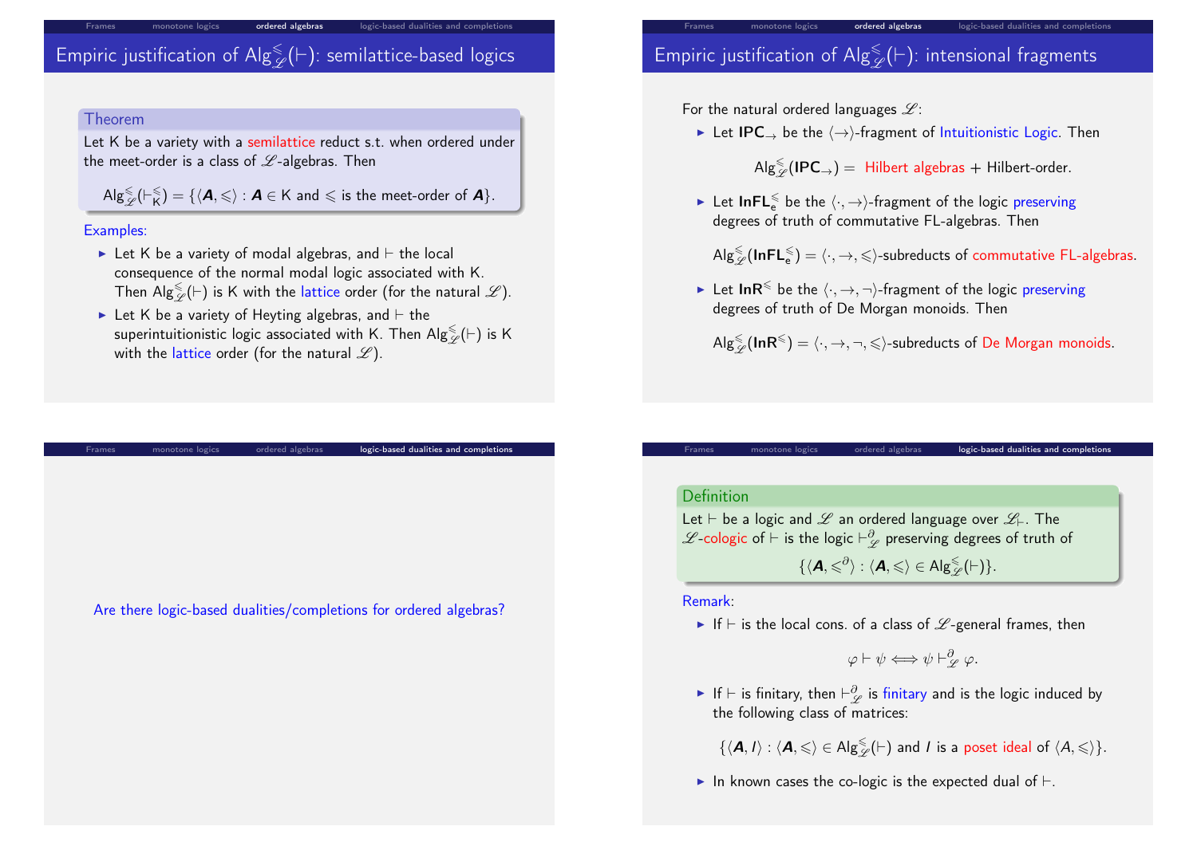## Empiric justification of $\mathsf{Alg}^{\leqslant}_{\mathscr{L}}(\vdash)$: semilattice-based logics

**Theorem**

Let K be a variety with a semilattice reduct s.t. when ordered under the meet-order is a class of $\mathscr{L}$-algebras. Then

$$\mathsf{Alg}^{\leqslant}_{\mathscr{L}}(\vdash^{\leqslant}_{\mathsf{K}}) = \{\langle \boldsymbol{A}, \leqslant\rangle : \boldsymbol{A} \in \mathsf{K} \text{ and } \leqslant \text{ is the meet-order of } \boldsymbol{A}\}.$$

Examples:

- Let K be a variety of modal algebras, and $\vdash$ the local consequence of the normal modal logic associated with K. Then $\mathsf{Alg}^{\leqslant}_{\mathscr{L}}(\vdash)$ is K with the lattice order (for the natural $\mathscr{L}$).
- Let K be a variety of Heyting algebras, and $\vdash$ the superintuitionistic logic associated with K. Then $\mathsf{Alg}^{\leqslant}_{\mathscr{L}}(\vdash)$ is K with the lattice order (for the natural $\mathscr{L}$).

## Empiric justification of $\mathsf{Alg}^{\leqslant}_{\mathscr{L}}(\vdash)$: intensional fragments

For the natural ordered languages $\mathscr{L}$:

- Let $\mathbf{IPC}_{\rightarrow}$ be the $\langle\rightarrow\rangle$-fragment of Intuitionistic Logic. Then

$$\mathsf{Alg}^{\leqslant}_{\mathscr{L}}(\mathbf{IPC}_{\rightarrow}) = \text{ Hilbert algebras } + \text{Hilbert-order}.$$

- Let $\mathbf{InFL}^{\leqslant}_{\mathbf{e}}$ be the $\langle\cdot,\rightarrow\rangle$-fragment of the logic preserving degrees of truth of commutative FL-algebras. Then

$$\mathsf{Alg}^{\leqslant}_{\mathscr{L}}(\mathbf{InFL}^{\leqslant}_{\mathbf{e}}) = \langle\cdot,\rightarrow,\leqslant\rangle\text{-subreducts of commutative FL-algebras.}$$

- Let $\mathbf{InR}^{\leqslant}$ be the $\langle\cdot,\rightarrow,\neg\rangle$-fragment of the logic preserving degrees of truth of De Morgan monoids. Then

$$\mathsf{Alg}^{\leqslant}_{\mathscr{L}}(\mathbf{InR}^{\leqslant}) = \langle\cdot,\rightarrow,\neg,\leqslant\rangle\text{-subreducts of De Morgan monoids.}$$

Are there logic-based dualities/completions for ordered algebras?

**Definition**

Let $\vdash$ be a logic and $\mathscr{L}$ an ordered language over $\mathscr{L}_{\vdash}$. The $\mathscr{L}$-cologic of $\vdash$ is the logic $\vdash^{\partial}_{\mathscr{L}}$ preserving degrees of truth of

$$\{\langle \boldsymbol{A}, \leqslant^{\partial}\rangle : \langle \boldsymbol{A}, \leqslant\rangle \in \mathsf{Alg}^{\leqslant}_{\mathscr{L}}(\vdash)\}.$$

Remark:

- If $\vdash$ is the local cons. of a class of $\mathscr{L}$-general frames, then

$$\varphi \vdash \psi \Longleftrightarrow \psi \vdash^{\partial}_{\mathscr{L}} \varphi.$$

- If $\vdash$ is finitary, then $\vdash^{\partial}_{\mathscr{L}}$ is finitary and is the logic induced by the following class of matrices:

$$\{\langle \boldsymbol{A}, I\rangle : \langle \boldsymbol{A}, \leqslant\rangle \in \mathsf{Alg}^{\leqslant}_{\mathscr{L}}(\vdash) \text{ and } I \text{ is a poset ideal of } \langle A, \leqslant\rangle\}.$$

- In known cases the co-logic is the expected dual of $\vdash$.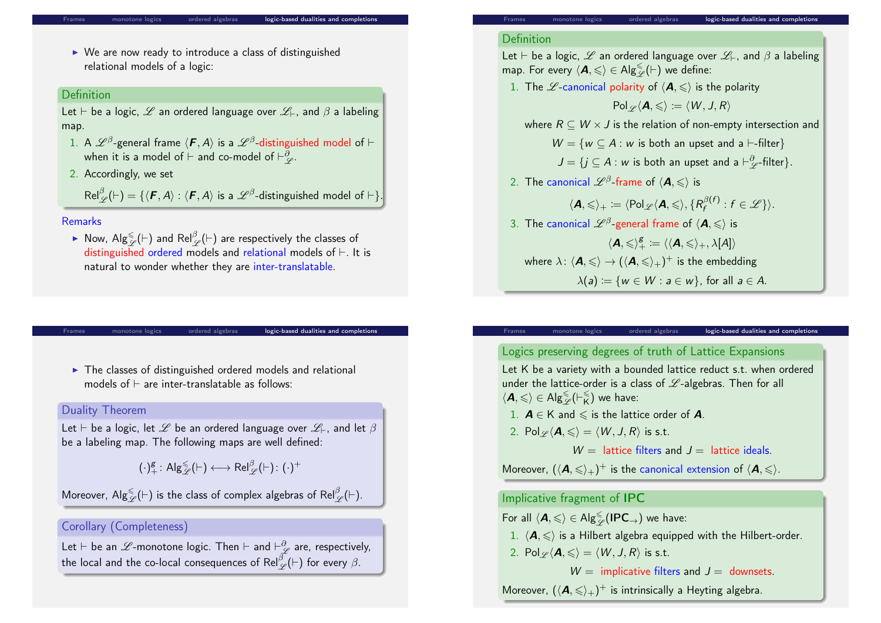- We are now ready to introduce a class of distinguished relational models of a logic:

### Definition

Let $\vdash$ be a logic, $\mathscr{L}$ an ordered language over $\mathscr{L}_\vdash$, and $\beta$ a labeling map.

1. A $\mathscr{L}^\beta$-general frame $\langle \boldsymbol{F}, A \rangle$ is a $\mathscr{L}^\beta$-distinguished model of $\vdash$ when it is a model of $\vdash$ and co-model of $\vdash^\partial_\mathscr{L}$.
2. Accordingly, we set

   $\mathsf{Rel}^\beta_\mathscr{L}(\vdash) = \{\langle \boldsymbol{F}, A \rangle : \langle \boldsymbol{F}, A \rangle \text{ is a } \mathscr{L}^\beta\text{-distinguished model of } \vdash\}.$

### Remarks

- Now, $\mathsf{Alg}^\leqslant_\mathscr{L}(\vdash)$ and $\mathsf{Rel}^\beta_\mathscr{L}(\vdash)$ are respectively the classes of distinguished ordered models and relational models of $\vdash$. It is natural to wonder whether they are inter-translatable.

### Definition

Let $\vdash$ be a logic, $\mathscr{L}$ an ordered language over $\mathscr{L}_\vdash$, and $\beta$ a labeling map. For every $\langle \boldsymbol{A}, \leqslant \rangle \in \mathsf{Alg}^\leqslant_\mathscr{L}(\vdash)$ we define:

1. The $\mathscr{L}$-canonical polarity of $\langle \boldsymbol{A}, \leqslant \rangle$ is the polarity

   $$\mathsf{Pol}_\mathscr{L}\langle \boldsymbol{A}, \leqslant \rangle := \langle W, J, R \rangle$$

   where $R \subseteq W \times J$ is the relation of non-empty intersection and

   $$W = \{w \subseteq A : w \text{ is both an upset and a } \vdash\text{-filter}\}$$
   $$J = \{j \subseteq A : w \text{ is both an upset and a } \vdash^\partial_\mathscr{L}\text{-filter}\}.$$

2. The canonical $\mathscr{L}^\beta$-frame of $\langle \boldsymbol{A}, \leqslant \rangle$ is

   $$\langle \boldsymbol{A}, \leqslant \rangle_+ := \langle \mathsf{Pol}_\mathscr{L}\langle \boldsymbol{A}, \leqslant \rangle, \{R_f^{\beta(f)} : f \in \mathscr{L}\} \rangle.$$

3. The canonical $\mathscr{L}^\beta$-general frame of $\langle \boldsymbol{A}, \leqslant \rangle$ is

   $$\langle \boldsymbol{A}, \leqslant \rangle_+^g := \langle \langle \boldsymbol{A}, \leqslant \rangle_+, \lambda[A] \rangle$$

   where $\lambda \colon \langle \boldsymbol{A}, \leqslant \rangle \to (\langle \boldsymbol{A}, \leqslant \rangle_+)^+$ is the embedding

   $$\lambda(a) := \{w \in W : a \in w\}, \text{ for all } a \in A.$$

- The classes of distinguished ordered models and relational models of $\vdash$ are inter-translatable as follows:

### Duality Theorem

Let $\vdash$ be a logic, let $\mathscr{L}$ be an ordered language over $\mathscr{L}_\vdash$, and let $\beta$ be a labeling map. The following maps are well defined:

$$(\cdot)_+^g \colon \mathsf{Alg}^\leqslant_\mathscr{L}(\vdash) \longleftrightarrow \mathsf{Rel}^\beta_\mathscr{L}(\vdash) \colon (\cdot)^+$$

Moreover, $\mathsf{Alg}^\leqslant_\mathscr{L}(\vdash)$ is the class of complex algebras of $\mathsf{Rel}^\beta_\mathscr{L}(\vdash)$.

### Corollary (Completeness)

Let $\vdash$ be an $\mathscr{L}$-monotone logic. Then $\vdash$ and $\vdash^\partial_\mathscr{L}$ are, respectively, the local and the co-local consequences of $\mathsf{Rel}^\beta_\mathscr{L}(\vdash)$ for every $\beta$.

### Logics preserving degrees of truth of Lattice Expansions

Let $\mathsf{K}$ be a variety with a bounded lattice reduct s.t. when ordered under the lattice-order is a class of $\mathscr{L}$-algebras. Then for all $\langle \boldsymbol{A}, \leqslant \rangle \in \mathsf{Alg}^\leqslant_\mathscr{L}(\vdash^\leqslant_\mathsf{K})$ we have:

1. $\boldsymbol{A} \in \mathsf{K}$ and $\leqslant$ is the lattice order of $\boldsymbol{A}$.
2. $\mathsf{Pol}_\mathscr{L}\langle \boldsymbol{A}, \leqslant \rangle = \langle W, J, R \rangle$ is s.t.

   $$W = \text{ lattice filters and } J = \text{ lattice ideals.}$$

Moreover, $(\langle \boldsymbol{A}, \leqslant \rangle_+)^+$ is the canonical extension of $\langle \boldsymbol{A}, \leqslant \rangle$.

### Implicative fragment of IPC

For all $\langle \boldsymbol{A}, \leqslant \rangle \in \mathsf{Alg}^\leqslant_\mathscr{L}(\mathbf{IPC}_\to)$ we have:

1. $\langle \boldsymbol{A}, \leqslant \rangle$ is a Hilbert algebra equipped with the Hilbert-order.
2. $\mathsf{Pol}_\mathscr{L}\langle \boldsymbol{A}, \leqslant \rangle = \langle W, J, R \rangle$ is s.t.

   $$W = \text{ implicative filters and } J = \text{ downsets.}$$

Moreover, $(\langle \boldsymbol{A}, \leqslant \rangle_+)^+$ is intrinsically a Heyting algebra.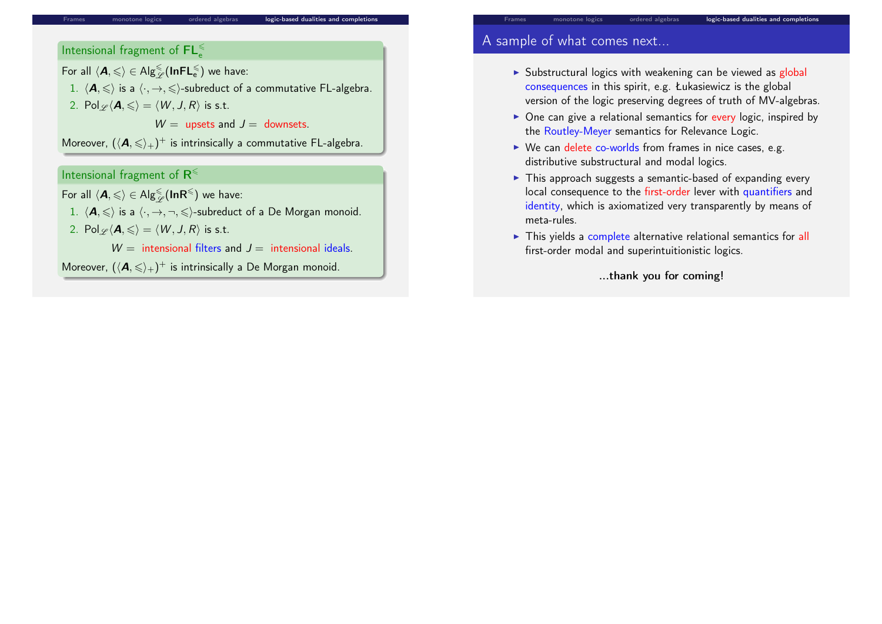### Intensional fragment of $\mathbf{FL}_e^{\leqslant}$

For all $\langle \boldsymbol{A}, \leqslant \rangle \in \mathsf{Alg}^{\leqslant}_{\mathscr{L}}(\mathbf{InFL}_e^{\leqslant})$ we have:

1. $\langle \boldsymbol{A}, \leqslant \rangle$ is a $\langle \cdot, \to, \leqslant \rangle$-subreduct of a commutative FL-algebra.
2. $\mathsf{Pol}_{\mathscr{L}} \langle \boldsymbol{A}, \leqslant \rangle = \langle W, J, R \rangle$ is s.t.

$$W = \text{ upsets and } J = \text{ downsets.}$$

Moreover, $(\langle \boldsymbol{A}, \leqslant \rangle_+)^+$ is intrinsically a commutative FL-algebra.

### Intensional fragment of $\mathbf{R}^{\leqslant}$

For all $\langle \boldsymbol{A}, \leqslant \rangle \in \mathsf{Alg}^{\leqslant}_{\mathscr{L}}(\mathbf{InR}^{\leqslant})$ we have:

1. $\langle \boldsymbol{A}, \leqslant \rangle$ is a $\langle \cdot, \to, \neg, \leqslant \rangle$-subreduct of a De Morgan monoid.
2. $\mathsf{Pol}_{\mathscr{L}} \langle \boldsymbol{A}, \leqslant \rangle = \langle W, J, R \rangle$ is s.t.

$$W = \text{ intensional filters and } J = \text{ intensional ideals.}$$

Moreover, $(\langle \boldsymbol{A}, \leqslant \rangle_+)^+$ is intrinsically a De Morgan monoid.

## A sample of what comes next...

- Substructural logics with weakening can be viewed as global consequences in this spirit, e.g. Łukasiewicz is the global version of the logic preserving degrees of truth of MV-algebras.
- One can give a relational semantics for every logic, inspired by the Routley-Meyer semantics for Relevance Logic.
- We can delete co-worlds from frames in nice cases, e.g. distributive substructural and modal logics.
- This approach suggests a semantic-based of expanding every local consequence to the first-order lever with quantifiers and identity, which is axiomatized very transparently by means of meta-rules.
- This yields a complete alternative relational semantics for all first-order modal and superintuitionistic logics.

**...thank you for coming!**